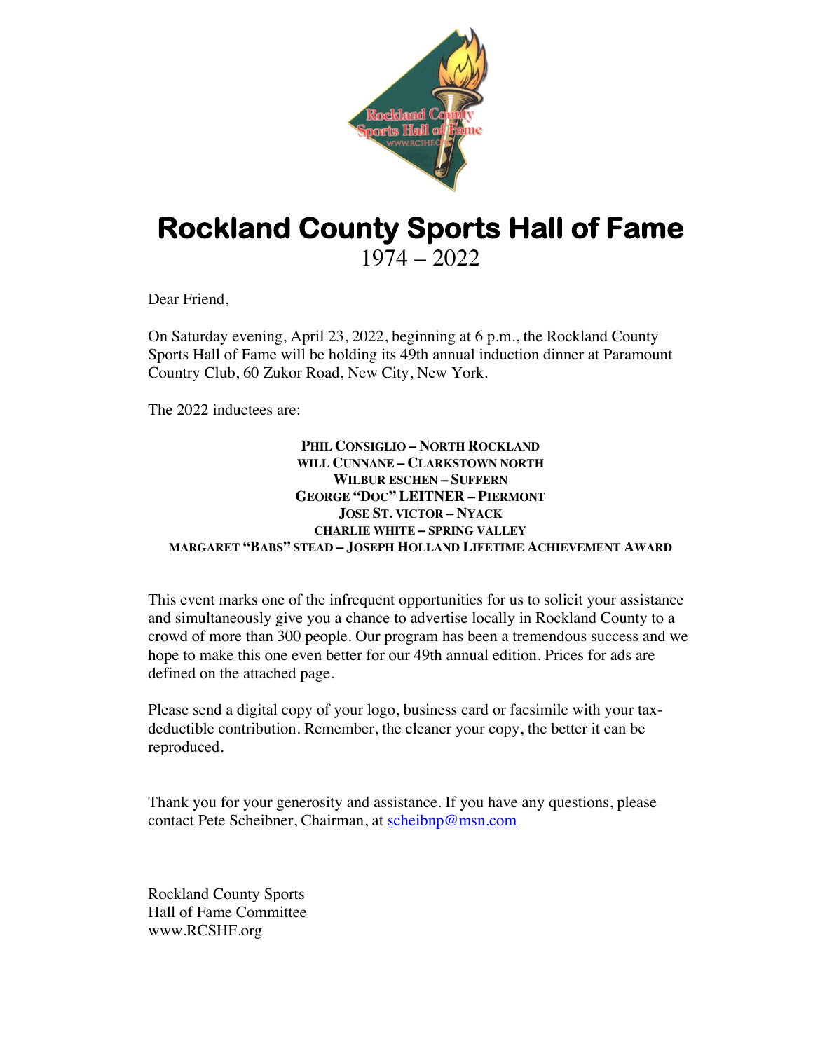# Rockland County Sports Hall of Fame

1974 – 2022

Dear Friend,

On Saturday evening, April 23, 2022, beginning at 6 p.m., the Rockland County Sports Hall of Fame will be holding its 49th annual induction dinner at Paramount Country Club, 60 Zukor Road, New City, New York.

The 2022 inductees are:

**PHIL CONSIGLIO – NORTH ROCKLAND**
**WILL CUNNANE – CLARKSTOWN NORTH**
**WILBUR ESCHEN – SUFFERN**
**GEORGE "DOC" LEITNER – PIERMONT**
**JOSE ST. VICTOR – NYACK**
**CHARLIE WHITE – SPRING VALLEY**
**MARGARET "BABS" STEAD – JOSEPH HOLLAND LIFETIME ACHIEVEMENT AWARD**

This event marks one of the infrequent opportunities for us to solicit your assistance and simultaneously give you a chance to advertise locally in Rockland County to a crowd of more than 300 people. Our program has been a tremendous success and we hope to make this one even better for our 49th annual edition. Prices for ads are defined on the attached page.

Please send a digital copy of your logo, business card or facsimile with your tax-deductible contribution. Remember, the cleaner your copy, the better it can be reproduced.

Thank you for your generosity and assistance. If you have any questions, please contact Pete Scheibner, Chairman, at scheibnp@msn.com

Rockland County Sports
Hall of Fame Committee
www.RCSHF.org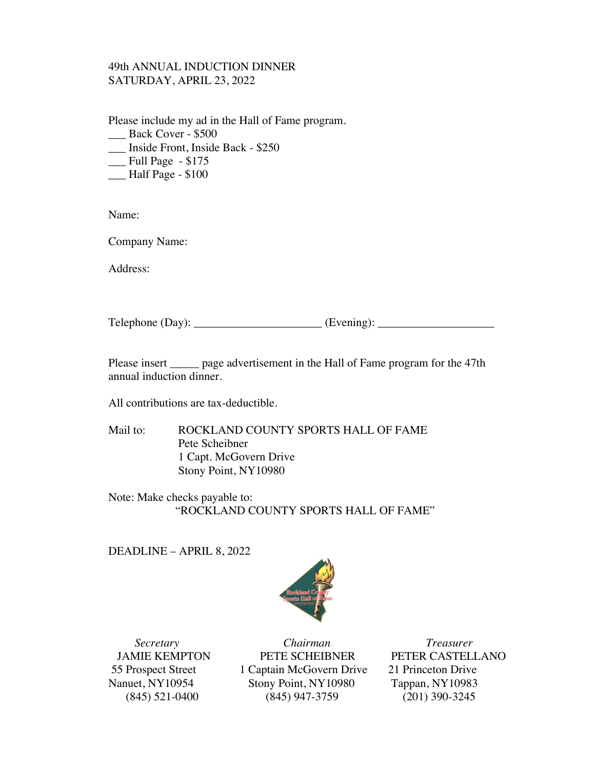49th ANNUAL INDUCTION DINNER
SATURDAY, APRIL 23, 2022

Please include my ad in the Hall of Fame program.

___ Back Cover - $500
___ Inside Front, Inside Back - $250
___ Full Page - $175
___ Half Page - $100

Name:

Company Name:

Address:

Telephone (Day): ______________________ (Evening): ____________________

Please insert _____ page advertisement in the Hall of Fame program for the 47th annual induction dinner.

All contributions are tax-deductible.

Mail to: ROCKLAND COUNTY SPORTS HALL OF FAME
Pete Scheibner
1 Capt. McGovern Drive
Stony Point, NY10980

Note: Make checks payable to:
"ROCKLAND COUNTY SPORTS HALL OF FAME"

DEADLINE – APRIL 8, 2022

| *Secretary* | *Chairman* | *Treasurer* |
|---|---|---|
| JAMIE KEMPTON | PETE SCHEIBNER | PETER CASTELLANO |
| 55 Prospect Street | 1 Captain McGovern Drive | 21 Princeton Drive |
| Nanuet, NY10954 | Stony Point, NY10980 | Tappan, NY10983 |
| (845) 521-0400 | (845) 947-3759 | (201) 390-3245 |